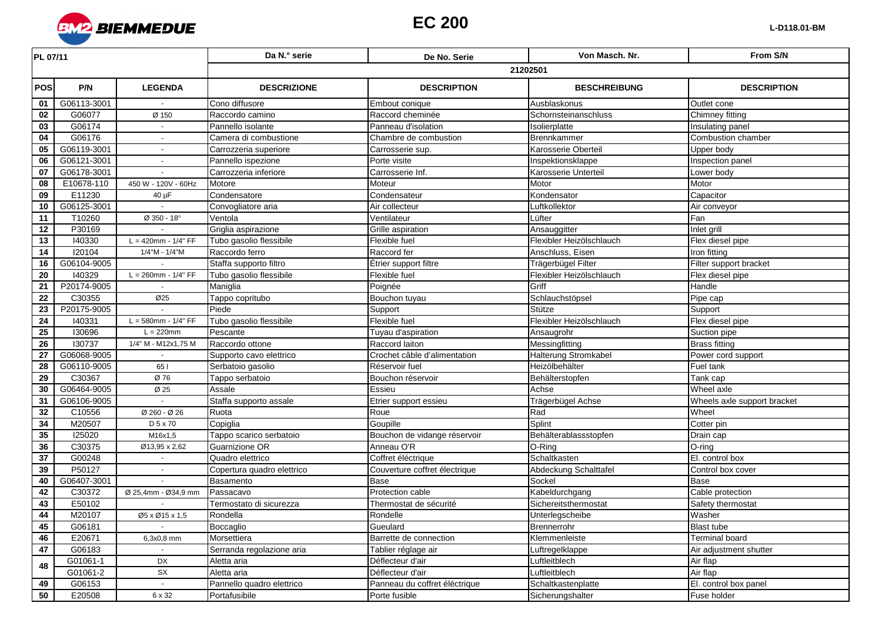# EC 200

L-D118.01-BM

| PL 07/11 | | | Da N.° serie | De No. Serie | Von Masch. Nr. | From S/N |
|---|---|---|---|---|---|---|
| | | | 21202501 | | | |
| POS | P/N | LEGENDA | DESCRIZIONE | DESCRIPTION | BESCHREIBUNG | DESCRIPTION |
| 01 | G06113-3001 | - | Cono diffusore | Embout conique | Ausblaskonus | Outlet cone |
| 02 | G06077 | Ø 150 | Raccordo camino | Raccord cheminée | Schornsteinanschluss | Chimney fitting |
| 03 | G06174 | - | Pannello isolante | Panneau d'isolation | Isolierplatte | Insulating panel |
| 04 | G06176 | - | Camera di combustione | Chambre de combustion | Brennkammer | Combustion chamber |
| 05 | G06119-3001 | - | Carrozzeria superiore | Carrosserie sup. | Karosserie Oberteil | Upper body |
| 06 | G06121-3001 | - | Pannello ispezione | Porte visite | Inspektionsklappe | Inspection panel |
| 07 | G06178-3001 | - | Carrozzeria inferiore | Carrosserie Inf. | Karosserie Unterteil | Lower body |
| 08 | E10678-110 | 450 W - 120V - 60Hz | Motore | Moteur | Motor | Motor |
| 09 | E11230 | 40 µF | Condensatore | Condensateur | Kondensator | Capacitor |
| 10 | G06125-3001 | - | Convogliatore aria | Air collecteur | Luftkollektor | Air conveyor |
| 11 | T10260 | Ø 350 - 18° | Ventola | Ventilateur | Lüfter | Fan |
| 12 | P30169 | - | Griglia aspirazione | Grille aspiration | Ansauggitter | Inlet grill |
| 13 | I40330 | L = 420mm - 1/4" FF | Tubo gasolio flessibile | Flexible fuel | Flexibler Heizölschlauch | Flex diesel pipe |
| 14 | I20104 | 1/4"M - 1/4"M | Raccordo ferro | Raccord fer | Anschluss, Eisen | Iron fitting |
| 16 | G06104-9005 | - | Staffa supporto filtro | Étrier support filtre | Trägerbügel Filter | Filter support bracket |
| 20 | I40329 | L = 260mm - 1/4" FF | Tubo gasolio flessibile | Flexible fuel | Flexibler Heizölschlauch | Flex diesel pipe |
| 21 | P20174-9005 | - | Maniglia | Poignée | Griff | Handle |
| 22 | C30355 | Ø25 | Tappo copritubo | Bouchon tuyau | Schlauchstöpsel | Pipe cap |
| 23 | P20175-9005 | - | Piede | Support | Stütze | Support |
| 24 | I40331 | L = 580mm - 1/4" FF | Tubo gasolio flessibile | Flexible fuel | Flexibler Heizölschlauch | Flex diesel pipe |
| 25 | I30696 | L = 220mm | Pescante | Tuyau d'aspiration | Ansaugrohr | Suction pipe |
| 26 | I30737 | 1/4" M - M12x1,75 M | Raccordo ottone | Raccord laiton | Messingfitting | Brass fitting |
| 27 | G06068-9005 | - | Supporto cavo elettrico | Crochet câble d'alimentation | Halterung Stromkabel | Power cord support |
| 28 | G06110-9005 | 65 l | Serbatoio gasolio | Réservoir fuel | Heizölbehälter | Fuel tank |
| 29 | C30367 | Ø 76 | Tappo serbatoio | Bouchon réservoir | Behälterstopfen | Tank cap |
| 30 | G06464-9005 | Ø 25 | Assale | Essieu | Achse | Wheel axle |
| 31 | G06106-9005 | - | Staffa supporto assale | Etrier support essieu | Trägerbügel Achse | Wheels axle support bracket |
| 32 | C10556 | Ø 260 - Ø 26 | Ruota | Roue | Rad | Wheel |
| 34 | M20507 | D 5 x 70 | Copiglia | Goupille | Splint | Cotter pin |
| 35 | I25020 | M16x1,5 | Tappo scarico serbatoio | Bouchon de vidange réservoir | Behälterablassstopfen | Drain cap |
| 36 | C30375 | Ø13,95 x 2,62 | Guarnizione OR | Anneau O'R | O-Ring | O-ring |
| 37 | G00248 | - | Quadro elettrico | Coffret éléctrique | Schaltkasten | El. control box |
| 39 | P50127 | - | Copertura quadro elettrico | Couverture coffret électrique | Abdeckung Schalttafel | Control box cover |
| 40 | G06407-3001 | - | Basamento | Base | Sockel | Base |
| 42 | C30372 | Ø 25,4mm - Ø34,9 mm | Passacavo | Protection cable | Kabeldurchgang | Cable protection |
| 43 | E50102 | - | Termostato di sicurezza | Thermostat de sécurité | Sichereitsthermostat | Safety thermostat |
| 44 | M20107 | Ø5 x Ø15 x 1,5 | Rondella | Rondelle | Unterlegscheibe | Washer |
| 45 | G06181 | - | Boccaglio | Gueulard | Brennerrohr | Blast tube |
| 46 | E20671 | 6,3x0,8 mm | Morsettiera | Barrette de connection | Klemmenleiste | Terminal board |
| 47 | G06183 | - | Serranda regolazione aria | Tablier réglage air | Luftregelklappe | Air adjustment shutter |
| 48 | G01061-1 | DX | Aletta aria | Déflecteur d'air | Luftleitblech | Air flap |
| | G01061-2 | SX | Aletta aria | Déflecteur d'air | Luftleitblech | Air flap |
| 49 | G06153 | - | Pannello quadro elettrico | Panneau du coffret éléctrique | Schaltkastenplatte | El. control box panel |
| 50 | E20508 | 6 x 32 | Portafusibile | Porte fusible | Sicherungshalter | Fuse holder |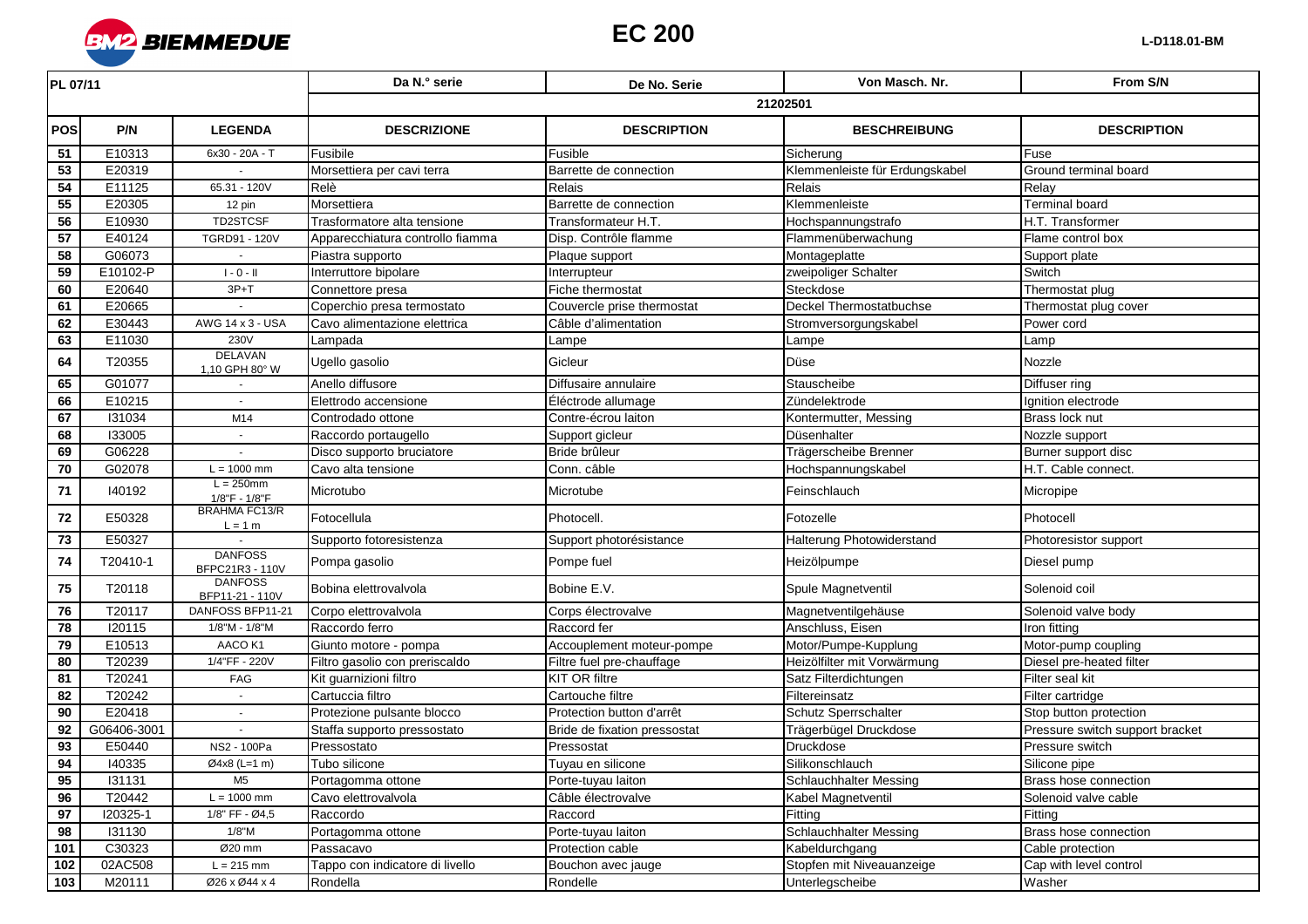# EC 200

L-D118.01-BM

| PL 07/11 | | | Da N.° serie | De No. Serie | Von Masch. Nr. | From S/N |
|---|---|---|---|---|---|---|
| | | | 21202501 | | | |
| **POS** | **P/N** | **LEGENDA** | **DESCRIZIONE** | **DESCRIPTION** | **BESCHREIBUNG** | **DESCRIPTION** |
| 51 | E10313 | 6x30 - 20A - T | Fusibile | Fusible | Sicherung | Fuse |
| 53 | E20319 | - | Morsettiera per cavi terra | Barrette de connection | Klemmenleiste für Erdungskabel | Ground terminal board |
| 54 | E11125 | 65.31 - 120V | Relè | Relais | Relais | Relay |
| 55 | E20305 | 12 pin | Morsettiera | Barrette de connection | Klemmenleiste | Terminal board |
| 56 | E10930 | TD2STCSF | Trasformatore alta tensione | Transformateur H.T. | Hochspannungstrafo | H.T. Transformer |
| 57 | E40124 | TGRD91 - 120V | Apparecchiatura controllo fiamma | Disp. Contrôle flamme | Flammenüberwachung | Flame control box |
| 58 | G06073 | - | Piastra supporto | Plaque support | Montageplatte | Support plate |
| 59 | E10102-P | I - 0 - II | Interruttore bipolare | Interrupteur | zweipoliger Schalter | Switch |
| 60 | E20640 | 3P+T | Connettore presa | Fiche thermostat | Steckdose | Thermostat plug |
| 61 | E20665 | - | Coperchio presa termostato | Couvercle prise thermostat | Deckel Thermostatbuchse | Thermostat plug cover |
| 62 | E30443 | AWG 14 x 3 - USA | Cavo alimentazione elettrica | Câble d'alimentation | Stromversorgungskabel | Power cord |
| 63 | E11030 | 230V | Lampada | Lampe | Lampe | Lamp |
| 64 | T20355 | DELAVAN 1,10 GPH 80° W | Ugello gasolio | Gicleur | Düse | Nozzle |
| 65 | G01077 | - | Anello diffusore | Diffusaire annulaire | Stauscheibe | Diffuser ring |
| 66 | E10215 | - | Elettrodo accensione | Éléctrode allumage | Zündelektrode | Ignition electrode |
| 67 | I31034 | M14 | Controdado ottone | Contre-écrou laiton | Kontermutter, Messing | Brass lock nut |
| 68 | I33005 | - | Raccordo portaugello | Support gicleur | Düsenhalter | Nozzle support |
| 69 | G06228 | - | Disco supporto bruciatore | Bride brûleur | Trägerscheibe Brenner | Burner support disc |
| 70 | G02078 | L = 1000 mm | Cavo alta tensione | Conn. câble | Hochspannungskabel | H.T. Cable connect. |
| 71 | I40192 | L = 250mm 1/8"F - 1/8"F | Microtubo | Microtube | Feinschlauch | Micropipe |
| 72 | E50328 | BRAHMA FC13/R L = 1 m | Fotocellula | Photocell. | Fotozelle | Photocell |
| 73 | E50327 | - | Supporto fotoresistenza | Support photorésistance | Halterung Photowiderstand | Photoresistor support |
| 74 | T20410-1 | DANFOSS BFPC21R3 - 110V | Pompa gasolio | Pompe fuel | Heizölpumpe | Diesel pump |
| 75 | T20118 | DANFOSS BFP11-21 - 110V | Bobina elettrovalvola | Bobine E.V. | Spule Magnetventil | Solenoid coil |
| 76 | T20117 | DANFOSS BFP11-21 | Corpo elettrovalvola | Corps électrovalve | Magnetventilgehäuse | Solenoid valve body |
| 78 | I20115 | 1/8"M - 1/8"M | Raccordo ferro | Raccord fer | Anschluss, Eisen | Iron fitting |
| 79 | E10513 | AACO K1 | Giunto motore - pompa | Accouplement moteur-pompe | Motor/Pumpe-Kupplung | Motor-pump coupling |
| 80 | T20239 | 1/4"FF - 220V | Filtro gasolio con preriscaldo | Filtre fuel pre-chauffage | Heizölfilter mit Vorwärmung | Diesel pre-heated filter |
| 81 | T20241 | FAG | Kit guarnizioni filtro | KIT OR filtre | Satz Filterdichtungen | Filter seal kit |
| 82 | T20242 | - | Cartuccia filtro | Cartouche filtre | Filtereinsatz | Filter cartridge |
| 90 | E20418 | - | Protezione pulsante blocco | Protection button d'arrêt | Schutz Sperrschalter | Stop button protection |
| 92 | G06406-3001 | - | Staffa supporto pressostato | Bride de fixation pressostat | Trägerbügel Druckdose | Pressure switch support bracket |
| 93 | E50440 | NS2 - 100Pa | Pressostato | Pressostat | Druckdose | Pressure switch |
| 94 | I40335 | Ø4x8 (L=1 m) | Tubo silicone | Tuyau en silicone | Silikonschlauch | Silicone pipe |
| 95 | I31131 | M5 | Portagomma ottone | Porte-tuyau laiton | Schlauchhalter Messing | Brass hose connection |
| 96 | T20442 | L = 1000 mm | Cavo elettrovalvola | Câble électrovalve | Kabel Magnetventil | Solenoid valve cable |
| 97 | I20325-1 | 1/8" FF - Ø4,5 | Raccordo | Raccord | Fitting | Fitting |
| 98 | I31130 | 1/8"M | Portagomma ottone | Porte-tuyau laiton | Schlauchhalter Messing | Brass hose connection |
| 101 | C30323 | Ø20 mm | Passacavo | Protection cable | Kabeldurchgang | Cable protection |
| 102 | 02AC508 | L = 215 mm | Tappo con indicatore di livello | Bouchon avec jauge | Stopfen mit Niveauanzeige | Cap with level control |
| 103 | M20111 | Ø26 x Ø44 x 4 | Rondella | Rondelle | Unterlegscheibe | Washer |